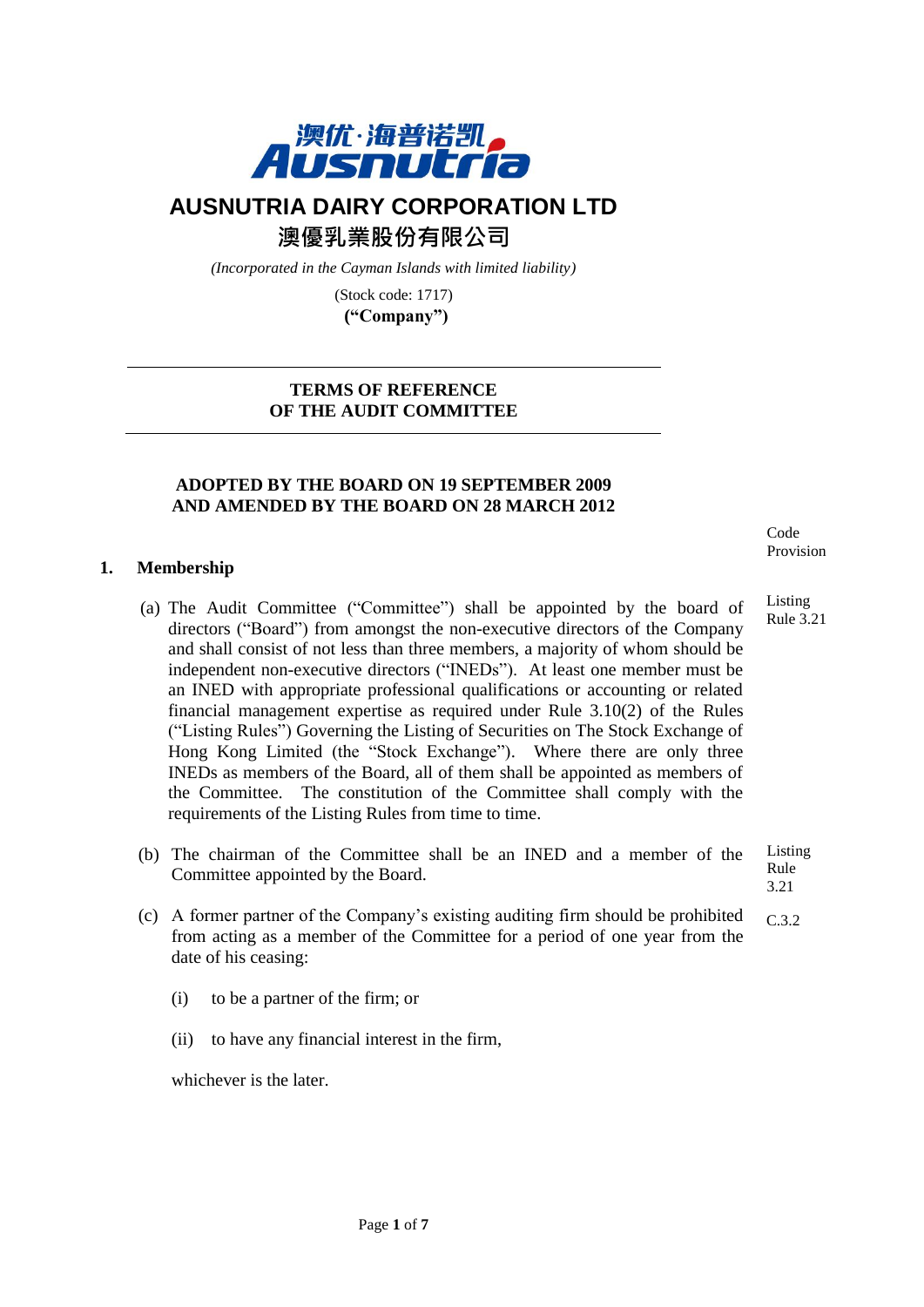澳优·海普诺凯 Ausnutria

# AUSNUTRIA DAIRY CORPORATION LTD

## 澳優乳業股份有限公司

*(Incorporated in the Cayman Islands with limited liability)*

(Stock code: 1717)

**("Company")**

---

**TERMS OF REFERENCE**
**OF THE AUDIT COMMITTEE**

---

**ADOPTED BY THE BOARD ON 19 SEPTEMBER 2009**
**AND AMENDED BY THE BOARD ON 28 MARCH 2012**

Code Provision

## 1. Membership

(a) The Audit Committee ("Committee") shall be appointed by the board of directors ("Board") from amongst the non-executive directors of the Company and shall consist of not less than three members, a majority of whom should be independent non-executive directors ("INEDs"). At least one member must be an INED with appropriate professional qualifications or accounting or related financial management expertise as required under Rule 3.10(2) of the Rules ("Listing Rules") Governing the Listing of Securities on The Stock Exchange of Hong Kong Limited (the "Stock Exchange"). Where there are only three INEDs as members of the Board, all of them shall be appointed as members of the Committee. The constitution of the Committee shall comply with the requirements of the Listing Rules from time to time. *(Listing Rule 3.21)*

(b) The chairman of the Committee shall be an INED and a member of the Committee appointed by the Board. *(Listing Rule 3.21)*

(c) A former partner of the Company's existing auditing firm should be prohibited from acting as a member of the Committee for a period of one year from the date of his ceasing: *(C.3.2)*

   (i) to be a partner of the firm; or

   (ii) to have any financial interest in the firm,

   whichever is the later.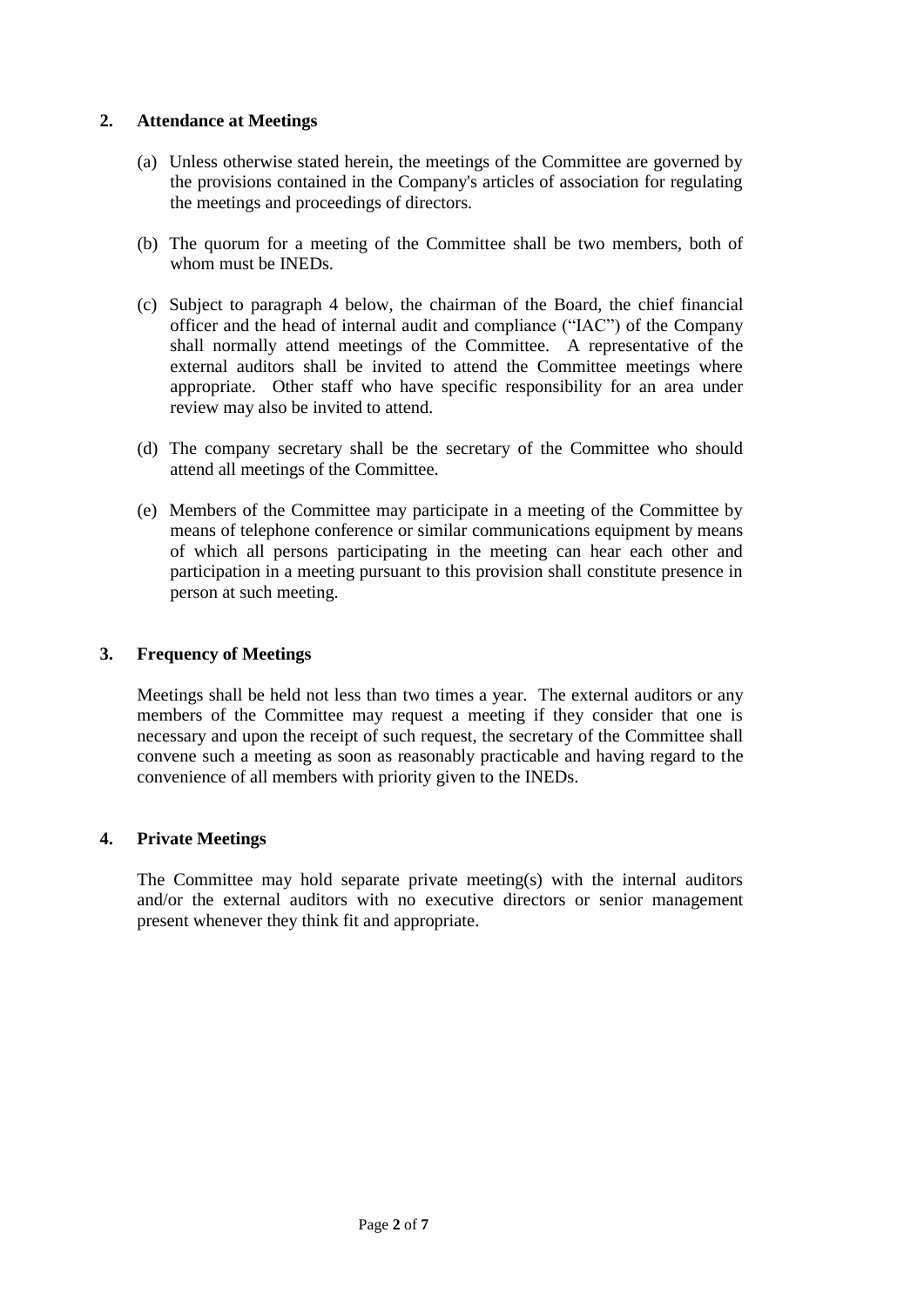## 2. Attendance at Meetings

(a) Unless otherwise stated herein, the meetings of the Committee are governed by the provisions contained in the Company's articles of association for regulating the meetings and proceedings of directors.

(b) The quorum for a meeting of the Committee shall be two members, both of whom must be INEDs.

(c) Subject to paragraph 4 below, the chairman of the Board, the chief financial officer and the head of internal audit and compliance ("IAC") of the Company shall normally attend meetings of the Committee. A representative of the external auditors shall be invited to attend the Committee meetings where appropriate. Other staff who have specific responsibility for an area under review may also be invited to attend.

(d) The company secretary shall be the secretary of the Committee who should attend all meetings of the Committee.

(e) Members of the Committee may participate in a meeting of the Committee by means of telephone conference or similar communications equipment by means of which all persons participating in the meeting can hear each other and participation in a meeting pursuant to this provision shall constitute presence in person at such meeting.

## 3. Frequency of Meetings

Meetings shall be held not less than two times a year. The external auditors or any members of the Committee may request a meeting if they consider that one is necessary and upon the receipt of such request, the secretary of the Committee shall convene such a meeting as soon as reasonably practicable and having regard to the convenience of all members with priority given to the INEDs.

## 4. Private Meetings

The Committee may hold separate private meeting(s) with the internal auditors and/or the external auditors with no executive directors or senior management present whenever they think fit and appropriate.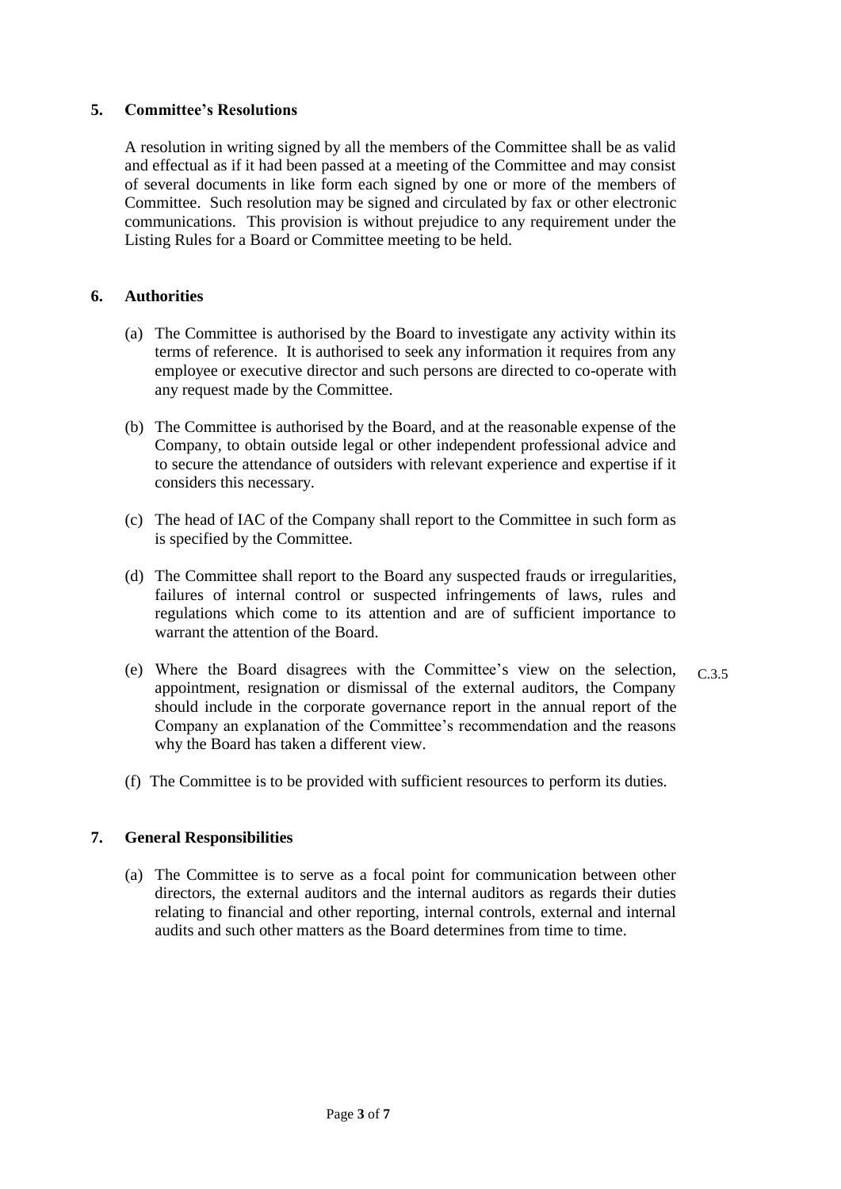## 5. Committee's Resolutions

A resolution in writing signed by all the members of the Committee shall be as valid and effectual as if it had been passed at a meeting of the Committee and may consist of several documents in like form each signed by one or more of the members of Committee. Such resolution may be signed and circulated by fax or other electronic communications. This provision is without prejudice to any requirement under the Listing Rules for a Board or Committee meeting to be held.

## 6. Authorities

(a) The Committee is authorised by the Board to investigate any activity within its terms of reference. It is authorised to seek any information it requires from any employee or executive director and such persons are directed to co-operate with any request made by the Committee.

(b) The Committee is authorised by the Board, and at the reasonable expense of the Company, to obtain outside legal or other independent professional advice and to secure the attendance of outsiders with relevant experience and expertise if it considers this necessary.

(c) The head of IAC of the Company shall report to the Committee in such form as is specified by the Committee.

(d) The Committee shall report to the Board any suspected frauds or irregularities, failures of internal control or suspected infringements of laws, rules and regulations which come to its attention and are of sufficient importance to warrant the attention of the Board.

(e) Where the Board disagrees with the Committee's view on the selection, appointment, resignation or dismissal of the external auditors, the Company should include in the corporate governance report in the annual report of the Company an explanation of the Committee's recommendation and the reasons why the Board has taken a different view. C.3.5

(f) The Committee is to be provided with sufficient resources to perform its duties.

## 7. General Responsibilities

(a) The Committee is to serve as a focal point for communication between other directors, the external auditors and the internal auditors as regards their duties relating to financial and other reporting, internal controls, external and internal audits and such other matters as the Board determines from time to time.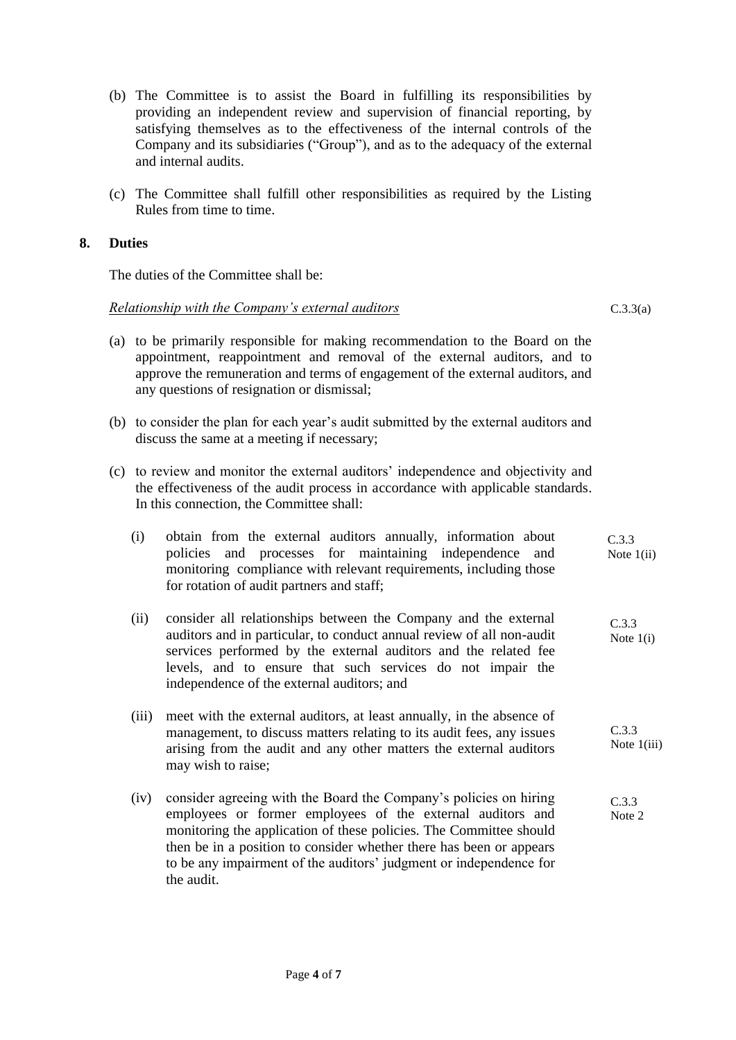(b) The Committee is to assist the Board in fulfilling its responsibilities by providing an independent review and supervision of financial reporting, by satisfying themselves as to the effectiveness of the internal controls of the Company and its subsidiaries ("Group"), and as to the adequacy of the external and internal audits.

(c) The Committee shall fulfill other responsibilities as required by the Listing Rules from time to time.

## 8. Duties

The duties of the Committee shall be:

*Relationship with the Company's external auditors* C.3.3(a)

(a) to be primarily responsible for making recommendation to the Board on the appointment, reappointment and removal of the external auditors, and to approve the remuneration and terms of engagement of the external auditors, and any questions of resignation or dismissal;

(b) to consider the plan for each year's audit submitted by the external auditors and discuss the same at a meeting if necessary;

(c) to review and monitor the external auditors' independence and objectivity and the effectiveness of the audit process in accordance with applicable standards. In this connection, the Committee shall:

   (i) obtain from the external auditors annually, information about policies and processes for maintaining independence and monitoring compliance with relevant requirements, including those for rotation of audit partners and staff; C.3.3 Note 1(ii)

   (ii) consider all relationships between the Company and the external auditors and in particular, to conduct annual review of all non-audit services performed by the external auditors and the related fee levels, and to ensure that such services do not impair the independence of the external auditors; and C.3.3 Note 1(i)

   (iii) meet with the external auditors, at least annually, in the absence of management, to discuss matters relating to its audit fees, any issues arising from the audit and any other matters the external auditors may wish to raise; C.3.3 Note 1(iii)

   (iv) consider agreeing with the Board the Company's policies on hiring employees or former employees of the external auditors and monitoring the application of these policies. The Committee should then be in a position to consider whether there has been or appears to be any impairment of the auditors' judgment or independence for the audit. C.3.3 Note 2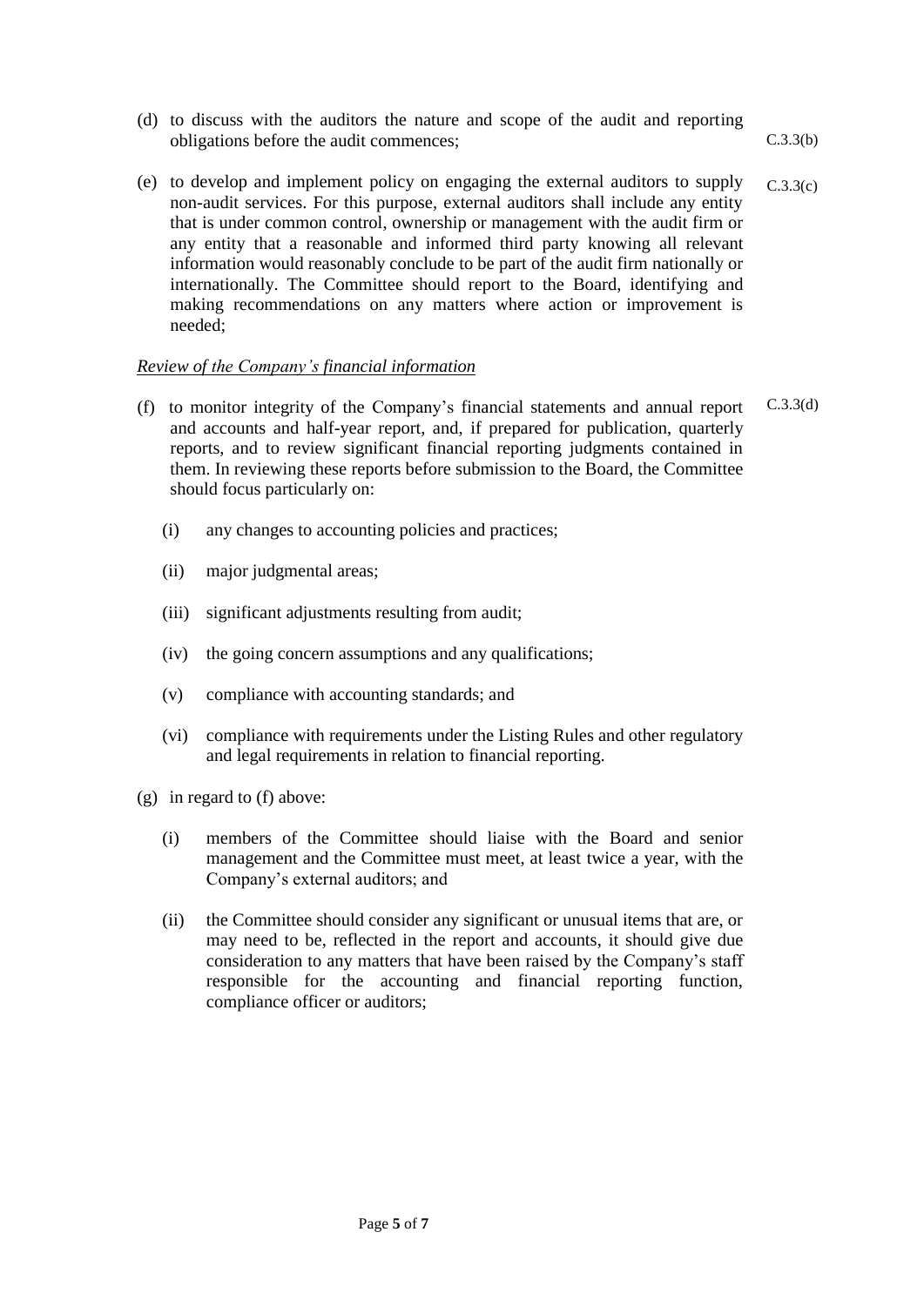(d) to discuss with the auditors the nature and scope of the audit and reporting obligations before the audit commences; C.3.3(b)

(e) to develop and implement policy on engaging the external auditors to supply non-audit services. For this purpose, external auditors shall include any entity that is under common control, ownership or management with the audit firm or any entity that a reasonable and informed third party knowing all relevant information would reasonably conclude to be part of the audit firm nationally or internationally. The Committee should report to the Board, identifying and making recommendations on any matters where action or improvement is needed; C.3.3(c)

*Review of the Company's financial information*

(f) to monitor integrity of the Company's financial statements and annual report and accounts and half-year report, and, if prepared for publication, quarterly reports, and to review significant financial reporting judgments contained in them. In reviewing these reports before submission to the Board, the Committee should focus particularly on: C.3.3(d)

   (i) any changes to accounting policies and practices;

   (ii) major judgmental areas;

   (iii) significant adjustments resulting from audit;

   (iv) the going concern assumptions and any qualifications;

   (v) compliance with accounting standards; and

   (vi) compliance with requirements under the Listing Rules and other regulatory and legal requirements in relation to financial reporting.

(g) in regard to (f) above:

   (i) members of the Committee should liaise with the Board and senior management and the Committee must meet, at least twice a year, with the Company's external auditors; and

   (ii) the Committee should consider any significant or unusual items that are, or may need to be, reflected in the report and accounts, it should give due consideration to any matters that have been raised by the Company's staff responsible for the accounting and financial reporting function, compliance officer or auditors;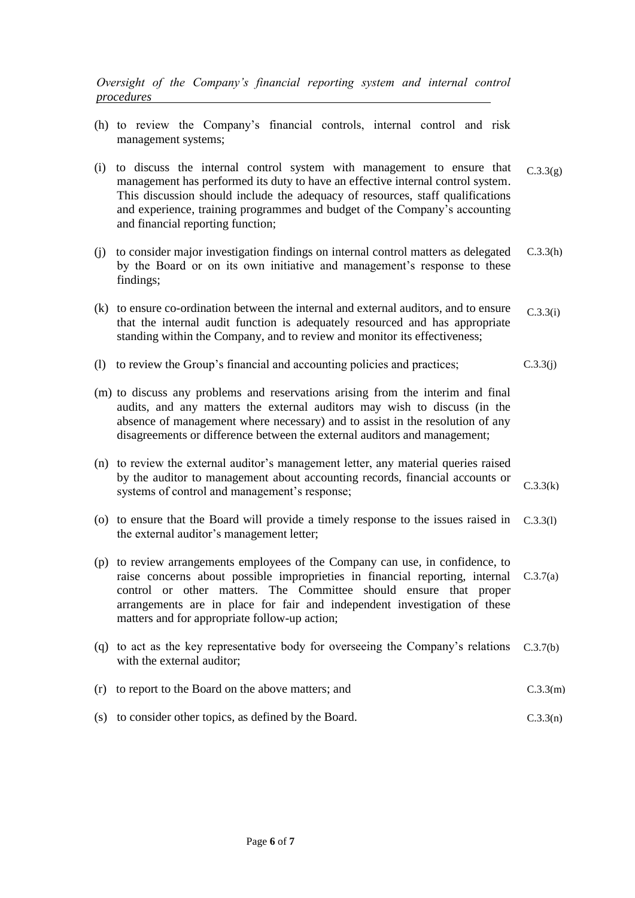*<u>Oversight of the Company's financial reporting system and internal control procedures</u>*

(h) to review the Company's financial controls, internal control and risk management systems;

(i) to discuss the internal control system with management to ensure that management has performed its duty to have an effective internal control system. This discussion should include the adequacy of resources, staff qualifications and experience, training programmes and budget of the Company's accounting and financial reporting function; C.3.3(g)

(j) to consider major investigation findings on internal control matters as delegated by the Board or on its own initiative and management's response to these findings; C.3.3(h)

(k) to ensure co-ordination between the internal and external auditors, and to ensure that the internal audit function is adequately resourced and has appropriate standing within the Company, and to review and monitor its effectiveness; C.3.3(i)

(l) to review the Group's financial and accounting policies and practices; C.3.3(j)

(m) to discuss any problems and reservations arising from the interim and final audits, and any matters the external auditors may wish to discuss (in the absence of management where necessary) and to assist in the resolution of any disagreements or difference between the external auditors and management;

(n) to review the external auditor's management letter, any material queries raised by the auditor to management about accounting records, financial accounts or systems of control and management's response; C.3.3(k)

(o) to ensure that the Board will provide a timely response to the issues raised in the external auditor's management letter; C.3.3(l)

(p) to review arrangements employees of the Company can use, in confidence, to raise concerns about possible improprieties in financial reporting, internal control or other matters. The Committee should ensure that proper arrangements are in place for fair and independent investigation of these matters and for appropriate follow-up action; C.3.7(a)

(q) to act as the key representative body for overseeing the Company's relations with the external auditor; C.3.7(b)

(r) to report to the Board on the above matters; and C.3.3(m)

(s) to consider other topics, as defined by the Board. C.3.3(n)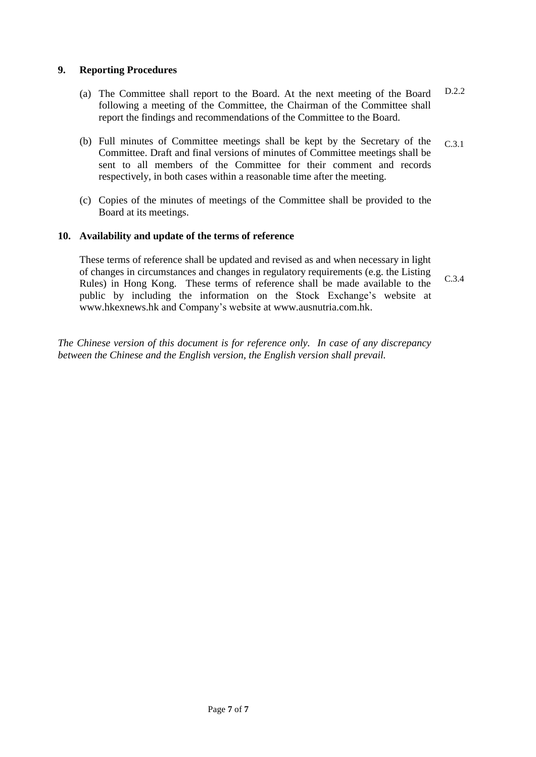## 9. Reporting Procedures

(a) The Committee shall report to the Board. At the next meeting of the Board following a meeting of the Committee, the Chairman of the Committee shall report the findings and recommendations of the Committee to the Board. D.2.2

(b) Full minutes of Committee meetings shall be kept by the Secretary of the Committee. Draft and final versions of minutes of Committee meetings shall be sent to all members of the Committee for their comment and records respectively, in both cases within a reasonable time after the meeting. C.3.1

(c) Copies of the minutes of meetings of the Committee shall be provided to the Board at its meetings.

## 10. Availability and update of the terms of reference

These terms of reference shall be updated and revised as and when necessary in light of changes in circumstances and changes in regulatory requirements (e.g. the Listing Rules) in Hong Kong. These terms of reference shall be made available to the public by including the information on the Stock Exchange's website at www.hkexnews.hk and Company's website at www.ausnutria.com.hk. C.3.4

*The Chinese version of this document is for reference only. In case of any discrepancy between the Chinese and the English version, the English version shall prevail.*